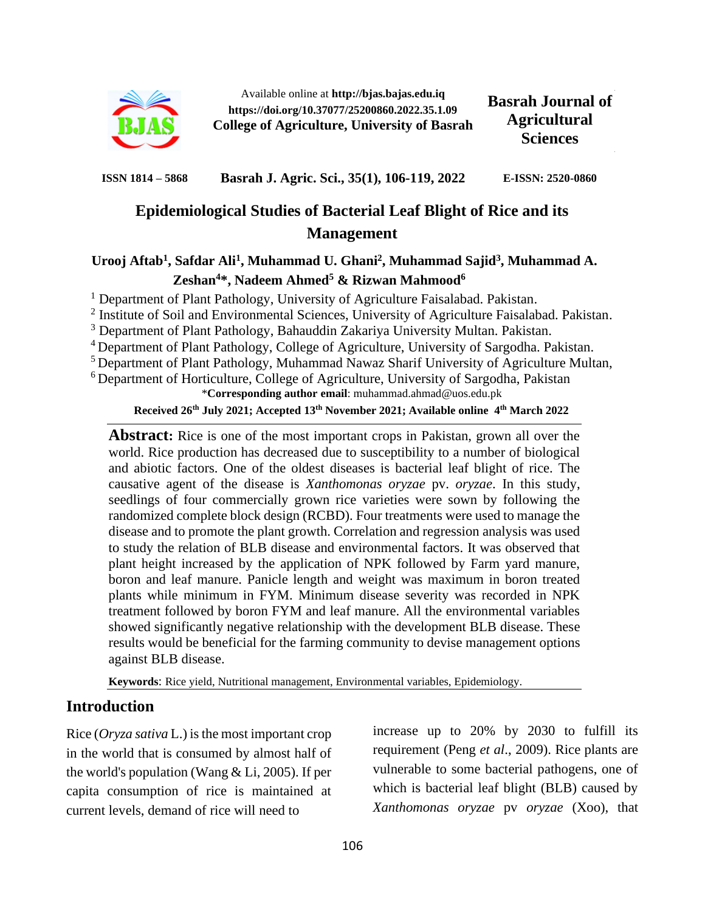Available online at **http://bjas.bajas.edu.iq**
**https://doi.org/10.37077/25200860.2022.35.1.09**
**College of Agriculture, University of Basrah**

**Basrah Journal of Agricultural Sciences**

**ISSN 1814 – 5868** **Basrah J. Agric. Sci., 35(1), 106-119, 2022** **E-ISSN: 2520-0860**

# Epidemiological Studies of Bacterial Leaf Blight of Rice and its Management

**Urooj Aftab[1], Safdar Ali[1], Muhammad U. Ghani[2], Muhammad Sajid[3], Muhammad A. Zeshan[4]*, Nadeem Ahmed[5] & Rizwan Mahmood[6]**

[1] Department of Plant Pathology, University of Agriculture Faisalabad. Pakistan.
[2] Institute of Soil and Environmental Sciences, University of Agriculture Faisalabad. Pakistan.
[3] Department of Plant Pathology, Bahauddin Zakariya University Multan. Pakistan.
[4] Department of Plant Pathology, College of Agriculture, University of Sargodha. Pakistan.
[5] Department of Plant Pathology, Muhammad Nawaz Sharif University of Agriculture Multan,
[6] Department of Horticulture, College of Agriculture, University of Sargodha, Pakistan

***Corresponding author email**: muhammad.ahmad@uos.edu.pk

**Received 26th July 2021; Accepted 13th November 2021; Available online 4th March 2022**

**Abstract:** Rice is one of the most important crops in Pakistan, grown all over the world. Rice production has decreased due to susceptibility to a number of biological and abiotic factors. One of the oldest diseases is bacterial leaf blight of rice. The causative agent of the disease is *Xanthomonas oryzae* pv. *oryzae*. In this study, seedlings of four commercially grown rice varieties were sown by following the randomized complete block design (RCBD). Four treatments were used to manage the disease and to promote the plant growth. Correlation and regression analysis was used to study the relation of BLB disease and environmental factors. It was observed that plant height increased by the application of NPK followed by Farm yard manure, boron and leaf manure. Panicle length and weight was maximum in boron treated plants while minimum in FYM. Minimum disease severity was recorded in NPK treatment followed by boron FYM and leaf manure. All the environmental variables showed significantly negative relationship with the development BLB disease. These results would be beneficial for the farming community to devise management options against BLB disease.

**Keywords**: Rice yield, Nutritional management, Environmental variables, Epidemiology.

## Introduction

Rice (*Oryza sativa* L.) is the most important crop in the world that is consumed by almost half of the world's population (Wang & Li, 2005). If per capita consumption of rice is maintained at current levels, demand of rice will need to increase up to 20% by 2030 to fulfill its requirement (Peng *et al*., 2009). Rice plants are vulnerable to some bacterial pathogens, one of which is bacterial leaf blight (BLB) caused by *Xanthomonas oryzae* pv *oryzae* (Xoo), that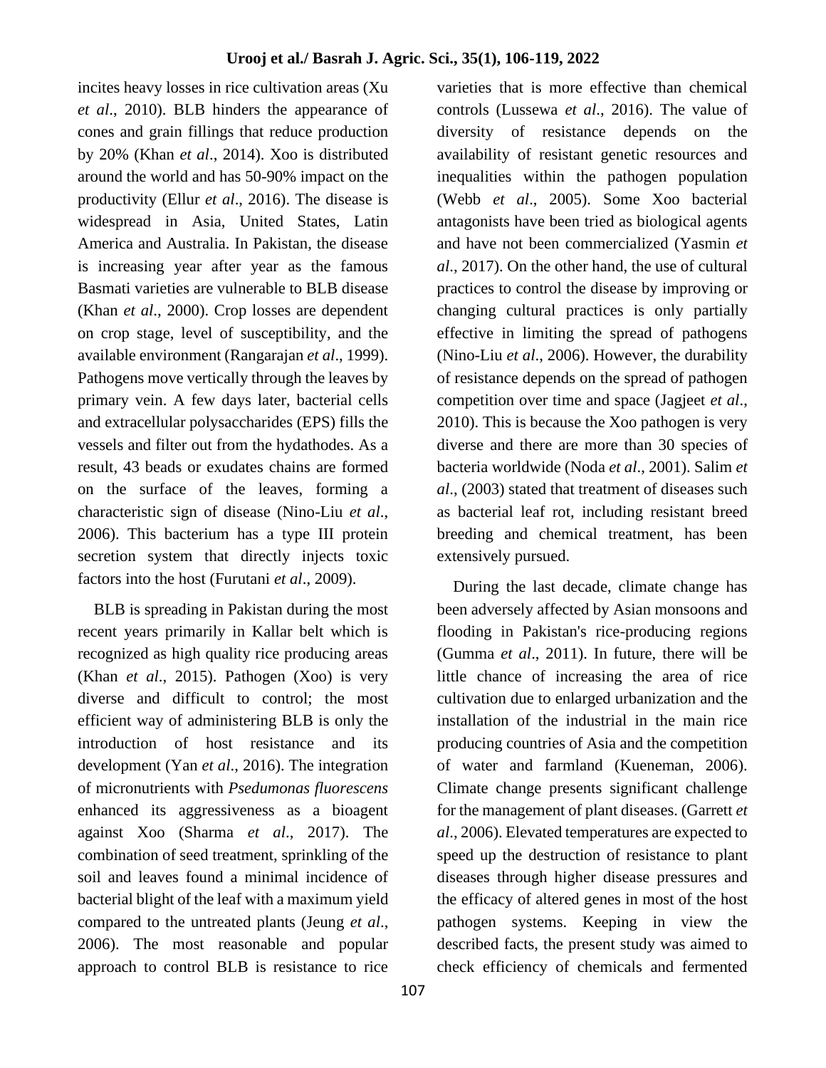incites heavy losses in rice cultivation areas (Xu *et al*., 2010). BLB hinders the appearance of cones and grain fillings that reduce production by 20% (Khan *et al*., 2014). Xoo is distributed around the world and has 50-90% impact on the productivity (Ellur *et al*., 2016). The disease is widespread in Asia, United States, Latin America and Australia. In Pakistan, the disease is increasing year after year as the famous Basmati varieties are vulnerable to BLB disease (Khan *et al*., 2000). Crop losses are dependent on crop stage, level of susceptibility, and the available environment (Rangarajan *et al*., 1999). Pathogens move vertically through the leaves by primary vein. A few days later, bacterial cells and extracellular polysaccharides (EPS) fills the vessels and filter out from the hydathodes. As a result, 43 beads or exudates chains are formed on the surface of the leaves, forming a characteristic sign of disease (Nino-Liu *et al*., 2006). This bacterium has a type III protein secretion system that directly injects toxic factors into the host (Furutani *et al*., 2009).

BLB is spreading in Pakistan during the most recent years primarily in Kallar belt which is recognized as high quality rice producing areas (Khan *et al*., 2015). Pathogen (Xoo) is very diverse and difficult to control; the most efficient way of administering BLB is only the introduction of host resistance and its development (Yan *et al*., 2016). The integration of micronutrients with *Psedumonas fluorescens* enhanced its aggressiveness as a bioagent against Xoo (Sharma *et al*., 2017). The combination of seed treatment, sprinkling of the soil and leaves found a minimal incidence of bacterial blight of the leaf with a maximum yield compared to the untreated plants (Jeung *et al*., 2006). The most reasonable and popular approach to control BLB is resistance to rice varieties that is more effective than chemical controls (Lussewa *et al*., 2016). The value of diversity of resistance depends on the availability of resistant genetic resources and inequalities within the pathogen population (Webb *et al*., 2005). Some Xoo bacterial antagonists have been tried as biological agents and have not been commercialized (Yasmin *et al*., 2017). On the other hand, the use of cultural practices to control the disease by improving or changing cultural practices is only partially effective in limiting the spread of pathogens (Nino-Liu *et al*., 2006). However, the durability of resistance depends on the spread of pathogen competition over time and space (Jagjeet *et al*., 2010). This is because the Xoo pathogen is very diverse and there are more than 30 species of bacteria worldwide (Noda *et al*., 2001). Salim *et al*., (2003) stated that treatment of diseases such as bacterial leaf rot, including resistant breed breeding and chemical treatment, has been extensively pursued.

During the last decade, climate change has been adversely affected by Asian monsoons and flooding in Pakistan's rice-producing regions (Gumma *et al*., 2011). In future, there will be little chance of increasing the area of rice cultivation due to enlarged urbanization and the installation of the industrial in the main rice producing countries of Asia and the competition of water and farmland (Kueneman, 2006). Climate change presents significant challenge for the management of plant diseases. (Garrett *et al.*, 2006). Elevated temperatures are expected to speed up the destruction of resistance to plant diseases through higher disease pressures and the efficacy of altered genes in most of the host pathogen systems. Keeping in view the described facts, the present study was aimed to check efficiency of chemicals and fermented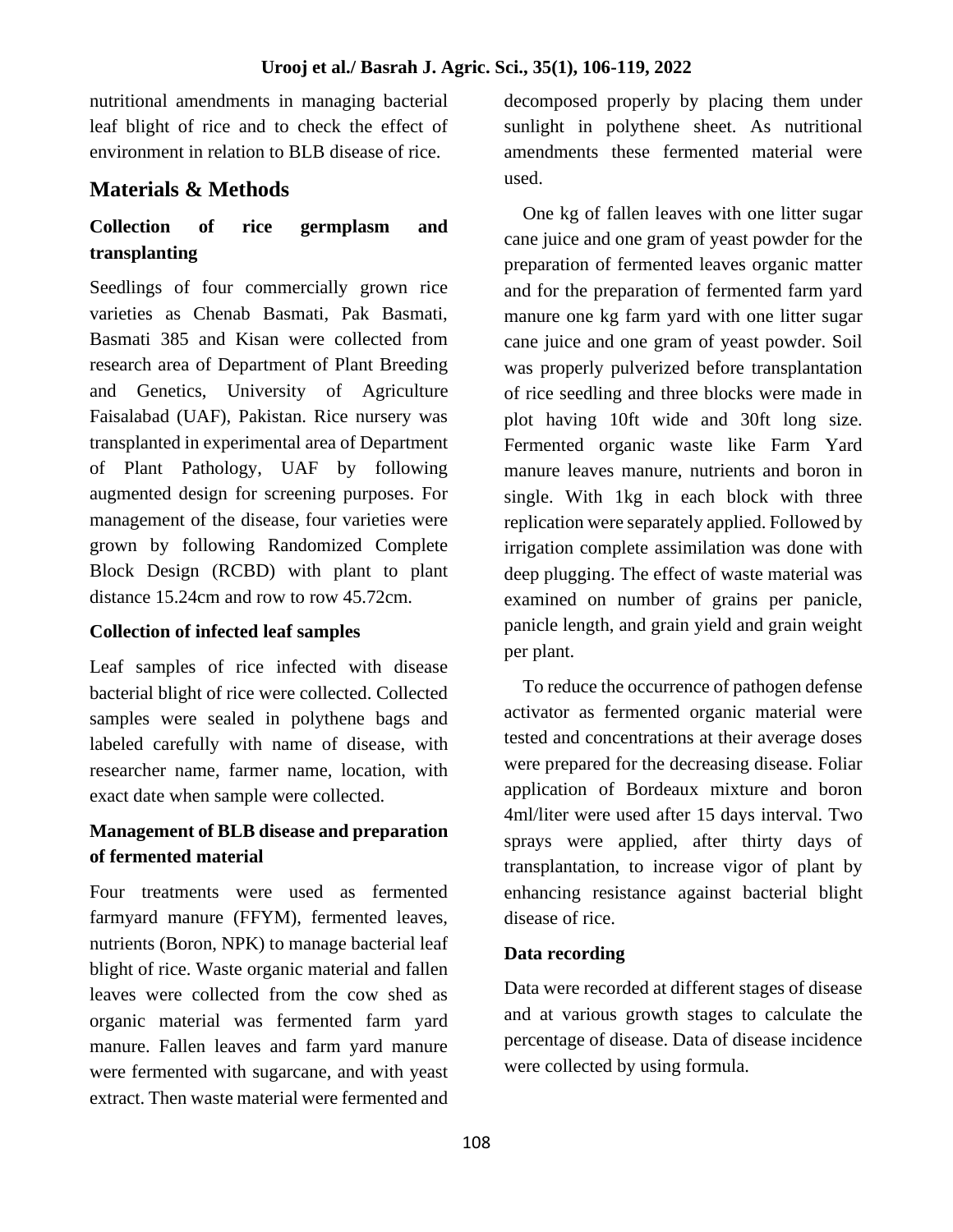nutritional amendments in managing bacterial leaf blight of rice and to check the effect of environment in relation to BLB disease of rice.

## Materials & Methods

### Collection of rice germplasm and transplanting

Seedlings of four commercially grown rice varieties as Chenab Basmati, Pak Basmati, Basmati 385 and Kisan were collected from research area of Department of Plant Breeding and Genetics, University of Agriculture Faisalabad (UAF), Pakistan. Rice nursery was transplanted in experimental area of Department of Plant Pathology, UAF by following augmented design for screening purposes. For management of the disease, four varieties were grown by following Randomized Complete Block Design (RCBD) with plant to plant distance 15.24cm and row to row 45.72cm.

### Collection of infected leaf samples

Leaf samples of rice infected with disease bacterial blight of rice were collected. Collected samples were sealed in polythene bags and labeled carefully with name of disease, with researcher name, farmer name, location, with exact date when sample were collected.

### Management of BLB disease and preparation of fermented material

Four treatments were used as fermented farmyard manure (FFYM), fermented leaves, nutrients (Boron, NPK) to manage bacterial leaf blight of rice. Waste organic material and fallen leaves were collected from the cow shed as organic material was fermented farm yard manure. Fallen leaves and farm yard manure were fermented with sugarcane, and with yeast extract. Then waste material were fermented and decomposed properly by placing them under sunlight in polythene sheet. As nutritional amendments these fermented material were used.

One kg of fallen leaves with one litter sugar cane juice and one gram of yeast powder for the preparation of fermented leaves organic matter and for the preparation of fermented farm yard manure one kg farm yard with one litter sugar cane juice and one gram of yeast powder. Soil was properly pulverized before transplantation of rice seedling and three blocks were made in plot having 10ft wide and 30ft long size. Fermented organic waste like Farm Yard manure leaves manure, nutrients and boron in single. With 1kg in each block with three replication were separately applied. Followed by irrigation complete assimilation was done with deep plugging. The effect of waste material was examined on number of grains per panicle, panicle length, and grain yield and grain weight per plant.

To reduce the occurrence of pathogen defense activator as fermented organic material were tested and concentrations at their average doses were prepared for the decreasing disease. Foliar application of Bordeaux mixture and boron 4ml/liter were used after 15 days interval. Two sprays were applied, after thirty days of transplantation, to increase vigor of plant by enhancing resistance against bacterial blight disease of rice.

### Data recording

Data were recorded at different stages of disease and at various growth stages to calculate the percentage of disease. Data of disease incidence were collected by using formula.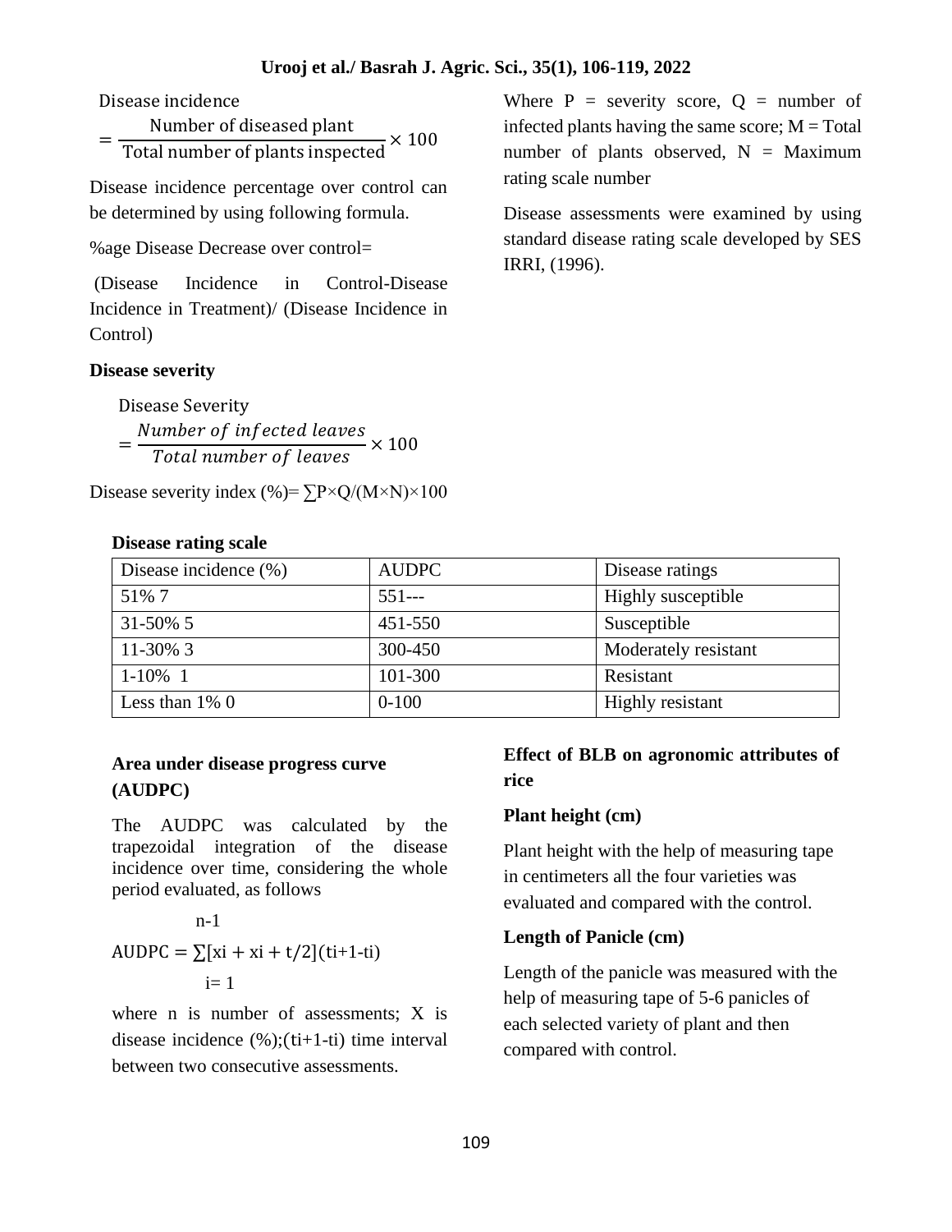$$\text{Disease incidence} = \frac{\text{Number of diseased plant}}{\text{Total number of plants inspected}} \times 100$$

Disease incidence percentage over control can be determined by using following formula.

%age Disease Decrease over control=

(Disease Incidence in Control-Disease Incidence in Treatment)/ (Disease Incidence in Control)

**Disease severity**

$$\text{Disease Severity} = \frac{\textit{Number of infected leaves}}{\textit{Total number of leaves}} \times 100$$

Disease severity index (%)= $\sum P \times Q/(M \times N) \times 100$

Where P = severity score, Q = number of infected plants having the same score; M = Total number of plants observed, N = Maximum rating scale number

Disease assessments were examined by using standard disease rating scale developed by SES IRRI, (1996).

**Disease rating scale**

| Disease incidence (%) | AUDPC | Disease ratings |
|---|---|---|
| 51% 7 | 551--- | Highly susceptible |
| 31-50% 5 | 451-550 | Susceptible |
| 11-30% 3 | 300-450 | Moderately resistant |
| 1-10% 1 | 101-300 | Resistant |
| Less than 1% 0 | 0-100 | Highly resistant |

### Area under disease progress curve (AUDPC)

The AUDPC was calculated by the trapezoidal integration of the disease incidence over time, considering the whole period evaluated, as follows

$$\text{AUDPC} = \sum_{i=1}^{n-1} [x_i + x_i + t/2](t_{i+1} - t_i)$$

where n is number of assessments; X is disease incidence (%);($t_{i+1}$-$t_i$) time interval between two consecutive assessments.

### Effect of BLB on agronomic attributes of rice

**Plant height (cm)**

Plant height with the help of measuring tape in centimeters all the four varieties was evaluated and compared with the control.

**Length of Panicle (cm)**

Length of the panicle was measured with the help of measuring tape of 5-6 panicles of each selected variety of plant and then compared with control.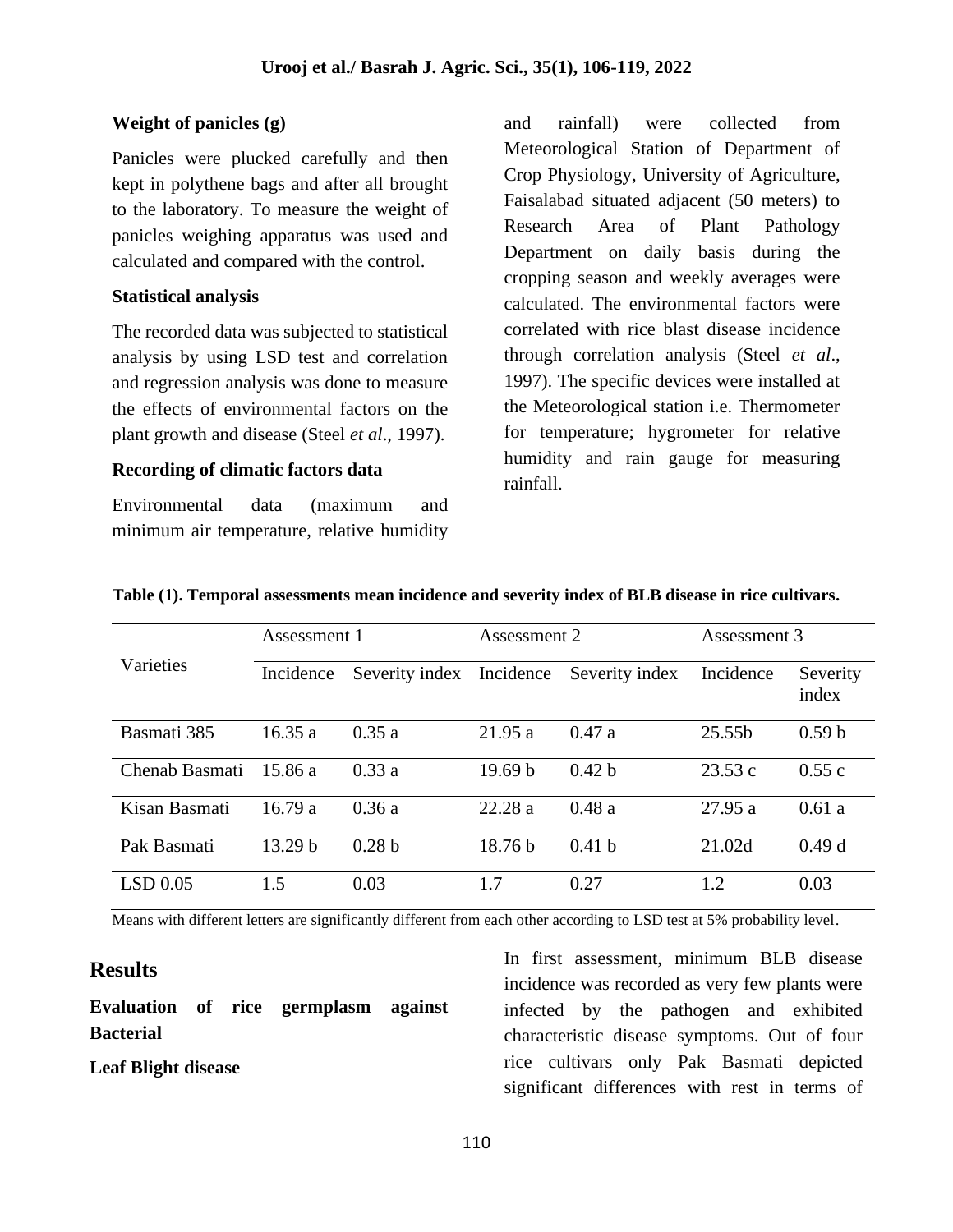### Weight of panicles (g)

Panicles were plucked carefully and then kept in polythene bags and after all brought to the laboratory. To measure the weight of panicles weighing apparatus was used and calculated and compared with the control.

### Statistical analysis

The recorded data was subjected to statistical analysis by using LSD test and correlation and regression analysis was done to measure the effects of environmental factors on the plant growth and disease (Steel *et al*., 1997).

### Recording of climatic factors data

Environmental data (maximum and minimum air temperature, relative humidity and rainfall) were collected from Meteorological Station of Department of Crop Physiology, University of Agriculture, Faisalabad situated adjacent (50 meters) to Research Area of Plant Pathology Department on daily basis during the cropping season and weekly averages were calculated. The environmental factors were correlated with rice blast disease incidence through correlation analysis (Steel *et al*., 1997). The specific devices were installed at the Meteorological station i.e. Thermometer for temperature; hygrometer for relative humidity and rain gauge for measuring rainfall.

**Table (1). Temporal assessments mean incidence and severity index of BLB disease in rice cultivars.**

| Varieties | Assessment 1 | | Assessment 2 | | Assessment 3 | |
|---|---|---|---|---|---|---|
| | Incidence | Severity index | Incidence | Severity index | Incidence | Severity index |
| Basmati 385 | 16.35 a | 0.35 a | 21.95 a | 0.47 a | 25.55b | 0.59 b |
| Chenab Basmati | 15.86 a | 0.33 a | 19.69 b | 0.42 b | 23.53 c | 0.55 c |
| Kisan Basmati | 16.79 a | 0.36 a | 22.28 a | 0.48 a | 27.95 a | 0.61 a |
| Pak Basmati | 13.29 b | 0.28 b | 18.76 b | 0.41 b | 21.02d | 0.49 d |
| LSD 0.05 | 1.5 | 0.03 | 1.7 | 0.27 | 1.2 | 0.03 |

Means with different letters are significantly different from each other according to LSD test at 5% probability level.

## Results

### Evaluation of rice germplasm against Bacterial Leaf Blight disease

In first assessment, minimum BLB disease incidence was recorded as very few plants were infected by the pathogen and exhibited characteristic disease symptoms. Out of four rice cultivars only Pak Basmati depicted significant differences with rest in terms of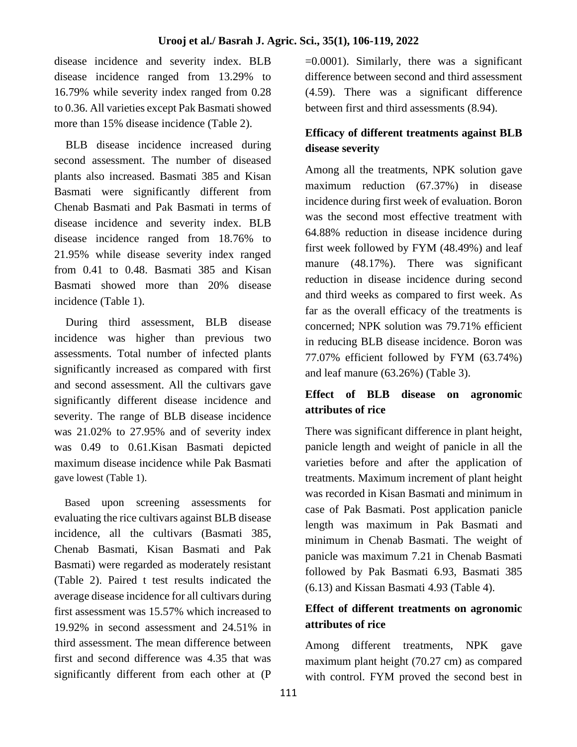disease incidence and severity index. BLB disease incidence ranged from 13.29% to 16.79% while severity index ranged from 0.28 to 0.36. All varieties except Pak Basmati showed more than 15% disease incidence (Table 2).

BLB disease incidence increased during second assessment. The number of diseased plants also increased. Basmati 385 and Kisan Basmati were significantly different from Chenab Basmati and Pak Basmati in terms of disease incidence and severity index. BLB disease incidence ranged from 18.76% to 21.95% while disease severity index ranged from 0.41 to 0.48. Basmati 385 and Kisan Basmati showed more than 20% disease incidence (Table 1).

During third assessment, BLB disease incidence was higher than previous two assessments. Total number of infected plants significantly increased as compared with first and second assessment. All the cultivars gave significantly different disease incidence and severity. The range of BLB disease incidence was 21.02% to 27.95% and of severity index was 0.49 to 0.61.Kisan Basmati depicted maximum disease incidence while Pak Basmati gave lowest (Table 1).

Based upon screening assessments for evaluating the rice cultivars against BLB disease incidence, all the cultivars (Basmati 385, Chenab Basmati, Kisan Basmati and Pak Basmati) were regarded as moderately resistant (Table 2). Paired t test results indicated the average disease incidence for all cultivars during first assessment was 15.57% which increased to 19.92% in second assessment and 24.51% in third assessment. The mean difference between first and second difference was 4.35 that was significantly different from each other at (P =0.0001). Similarly, there was a significant difference between second and third assessment (4.59). There was a significant difference between first and third assessments (8.94).

## Efficacy of different treatments against BLB disease severity

Among all the treatments, NPK solution gave maximum reduction (67.37%) in disease incidence during first week of evaluation. Boron was the second most effective treatment with 64.88% reduction in disease incidence during first week followed by FYM (48.49%) and leaf manure (48.17%). There was significant reduction in disease incidence during second and third weeks as compared to first week. As far as the overall efficacy of the treatments is concerned; NPK solution was 79.71% efficient in reducing BLB disease incidence. Boron was 77.07% efficient followed by FYM (63.74%) and leaf manure (63.26%) (Table 3).

## Effect of BLB disease on agronomic attributes of rice

There was significant difference in plant height, panicle length and weight of panicle in all the varieties before and after the application of treatments. Maximum increment of plant height was recorded in Kisan Basmati and minimum in case of Pak Basmati. Post application panicle length was maximum in Pak Basmati and minimum in Chenab Basmati. The weight of panicle was maximum 7.21 in Chenab Basmati followed by Pak Basmati 6.93, Basmati 385 (6.13) and Kissan Basmati 4.93 (Table 4).

## Effect of different treatments on agronomic attributes of rice

Among different treatments, NPK gave maximum plant height (70.27 cm) as compared with control. FYM proved the second best in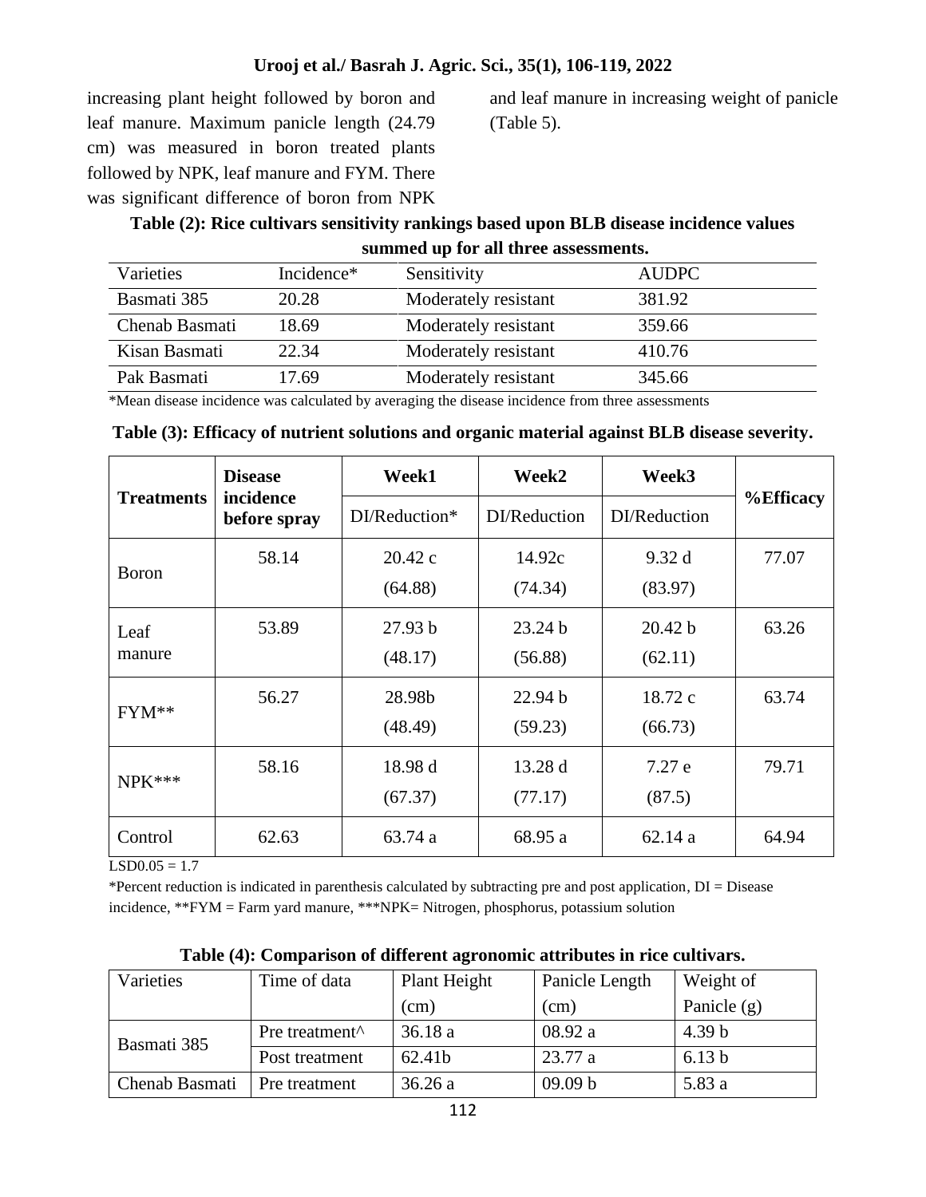increasing plant height followed by boron and leaf manure. Maximum panicle length (24.79 cm) was measured in boron treated plants followed by NPK, leaf manure and FYM. There was significant difference of boron from NPK and leaf manure in increasing weight of panicle (Table 5).

**Table (2): Rice cultivars sensitivity rankings based upon BLB disease incidence values summed up for all three assessments.**

| Varieties | Incidence* | Sensitivity | AUDPC |
|---|---|---|---|
| Basmati 385 | 20.28 | Moderately resistant | 381.92 |
| Chenab Basmati | 18.69 | Moderately resistant | 359.66 |
| Kisan Basmati | 22.34 | Moderately resistant | 410.76 |
| Pak Basmati | 17.69 | Moderately resistant | 345.66 |

*Mean disease incidence was calculated by averaging the disease incidence from three assessments

**Table (3): Efficacy of nutrient solutions and organic material against BLB disease severity.**

| Treatments | Disease incidence before spray | Week1 | Week2 | Week3 | %Efficacy |
|---|---|---|---|---|---|
| | | DI/Reduction* | DI/Reduction | DI/Reduction | |
| Boron | 58.14 | 20.42 c (64.88) | 14.92c (74.34) | 9.32 d (83.97) | 77.07 |
| Leaf manure | 53.89 | 27.93 b (48.17) | 23.24 b (56.88) | 20.42 b (62.11) | 63.26 |
| FYM** | 56.27 | 28.98b (48.49) | 22.94 b (59.23) | 18.72 c (66.73) | 63.74 |
| NPK*** | 58.16 | 18.98 d (67.37) | 13.28 d (77.17) | 7.27 e (87.5) | 79.71 |
| Control | 62.63 | 63.74 a | 68.95 a | 62.14 a | 64.94 |

LSD0.05 = 1.7

*Percent reduction is indicated in parenthesis calculated by subtracting pre and post application, DI = Disease incidence, **FYM = Farm yard manure, ***NPK= Nitrogen, phosphorus, potassium solution

**Table (4): Comparison of different agronomic attributes in rice cultivars.**

| Varieties | Time of data | Plant Height (cm) | Panicle Length (cm) | Weight of Panicle (g) |
|---|---|---|---|---|
| Basmati 385 | Pre treatment^ | 36.18 a | 08.92 a | 4.39 b |
| | Post treatment | 62.41b | 23.77 a | 6.13 b |
| Chenab Basmati | Pre treatment | 36.26 a | 09.09 b | 5.83 a |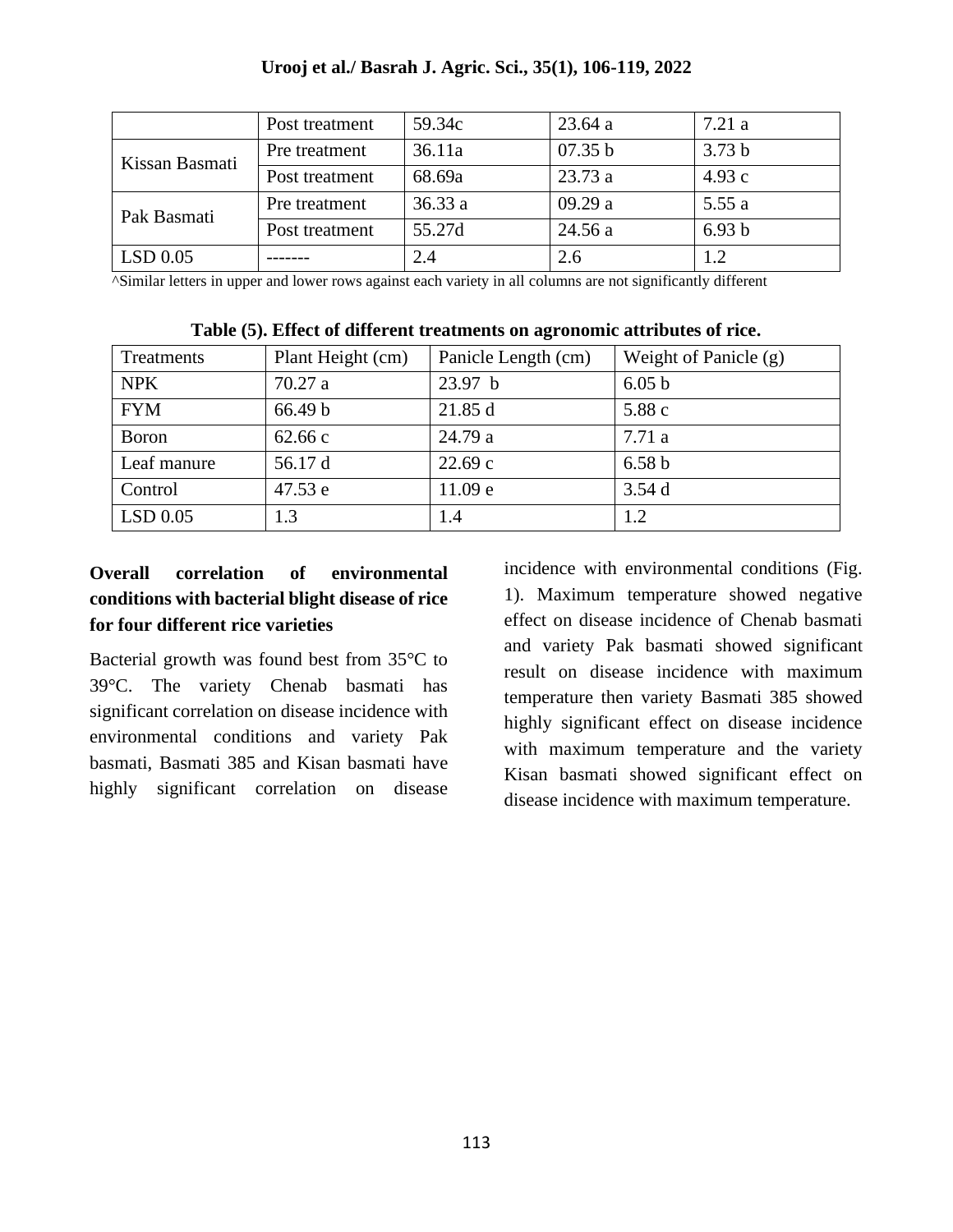|  | Post treatment | 59.34c | 23.64 a | 7.21 a |
| --- | --- | --- | --- | --- |
| Kissan Basmati | Pre treatment | 36.11a | 07.35 b | 3.73 b |
|  | Post treatment | 68.69a | 23.73 a | 4.93 c |
| Pak Basmati | Pre treatment | 36.33 a | 09.29 a | 5.55 a |
|  | Post treatment | 55.27d | 24.56 a | 6.93 b |
| LSD 0.05 | ------- | 2.4 | 2.6 | 1.2 |

^Similar letters in upper and lower rows against each variety in all columns are not significantly different

**Table (5). Effect of different treatments on agronomic attributes of rice.**

| Treatments | Plant Height (cm) | Panicle Length (cm) | Weight of Panicle (g) |
| --- | --- | --- | --- |
| NPK | 70.27 a | 23.97 b | 6.05 b |
| FYM | 66.49 b | 21.85 d | 5.88 c |
| Boron | 62.66 c | 24.79 a | 7.71 a |
| Leaf manure | 56.17 d | 22.69 c | 6.58 b |
| Control | 47.53 e | 11.09 e | 3.54 d |
| LSD 0.05 | 1.3 | 1.4 | 1.2 |

### Overall correlation of environmental conditions with bacterial blight disease of rice for four different rice varieties

Bacterial growth was found best from 35°C to 39°C. The variety Chenab basmati has significant correlation on disease incidence with environmental conditions and variety Pak basmati, Basmati 385 and Kisan basmati have highly significant correlation on disease incidence with environmental conditions (Fig. 1). Maximum temperature showed negative effect on disease incidence of Chenab basmati and variety Pak basmati showed significant result on disease incidence with maximum temperature then variety Basmati 385 showed highly significant effect on disease incidence with maximum temperature and the variety Kisan basmati showed significant effect on disease incidence with maximum temperature.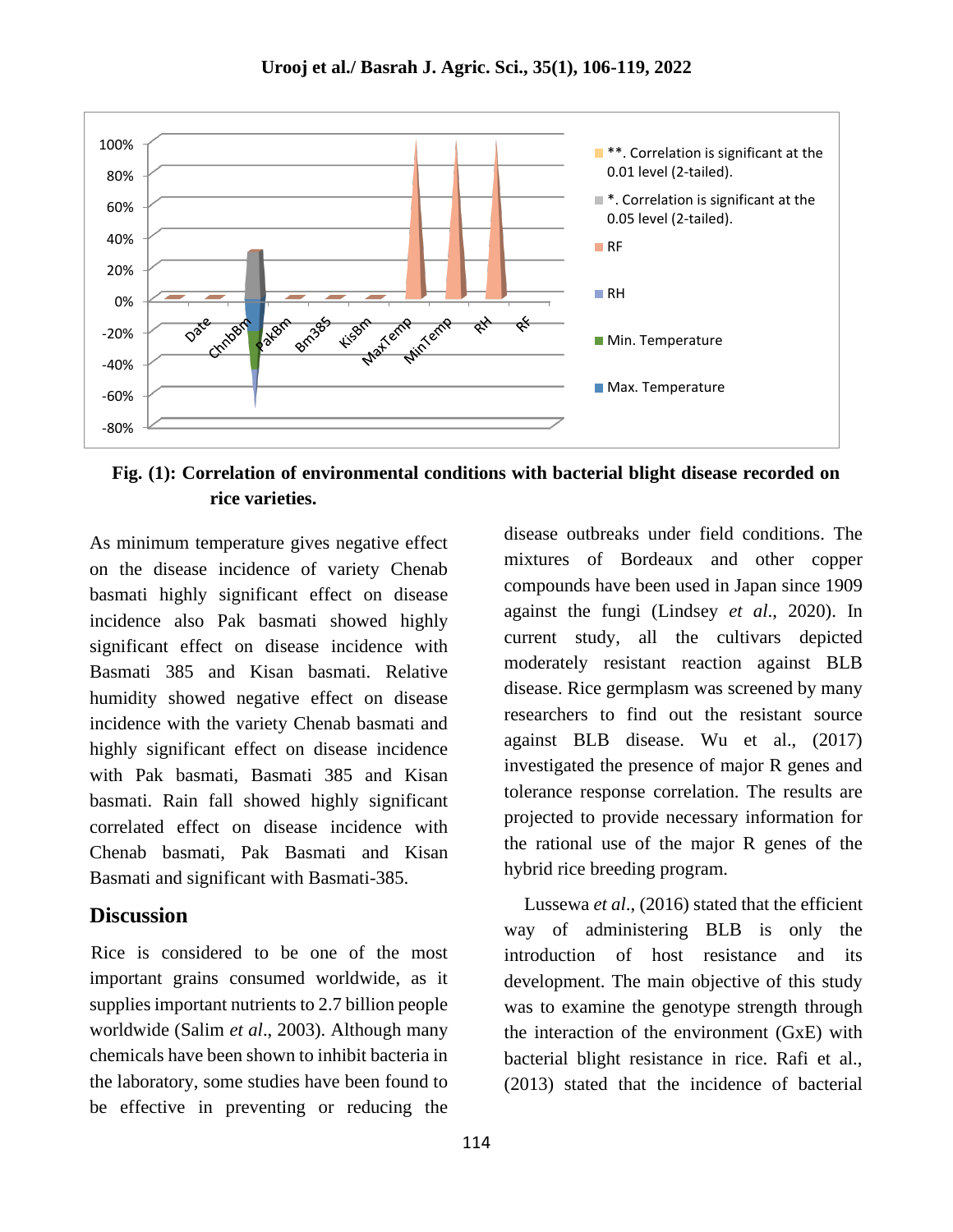**Fig. (1): Correlation of environmental conditions with bacterial blight disease recorded on rice varieties.**

As minimum temperature gives negative effect on the disease incidence of variety Chenab basmati highly significant effect on disease incidence also Pak basmati showed highly significant effect on disease incidence with Basmati 385 and Kisan basmati. Relative humidity showed negative effect on disease incidence with the variety Chenab basmati and highly significant effect on disease incidence with Pak basmati, Basmati 385 and Kisan basmati. Rain fall showed highly significant correlated effect on disease incidence with Chenab basmati, Pak Basmati and Kisan Basmati and significant with Basmati-385.

## Discussion

Rice is considered to be one of the most important grains consumed worldwide, as it supplies important nutrients to 2.7 billion people worldwide (Salim *et al*., 2003). Although many chemicals have been shown to inhibit bacteria in the laboratory, some studies have been found to be effective in preventing or reducing the disease outbreaks under field conditions. The mixtures of Bordeaux and other copper compounds have been used in Japan since 1909 against the fungi (Lindsey *et al*., 2020). In current study, all the cultivars depicted moderately resistant reaction against BLB disease. Rice germplasm was screened by many researchers to find out the resistant source against BLB disease. Wu et al., (2017) investigated the presence of major R genes and tolerance response correlation. The results are projected to provide necessary information for the rational use of the major R genes of the hybrid rice breeding program.

Lussewa *et al*., (2016) stated that the efficient way of administering BLB is only the introduction of host resistance and its development. The main objective of this study was to examine the genotype strength through the interaction of the environment (GxE) with bacterial blight resistance in rice. Rafi et al., (2013) stated that the incidence of bacterial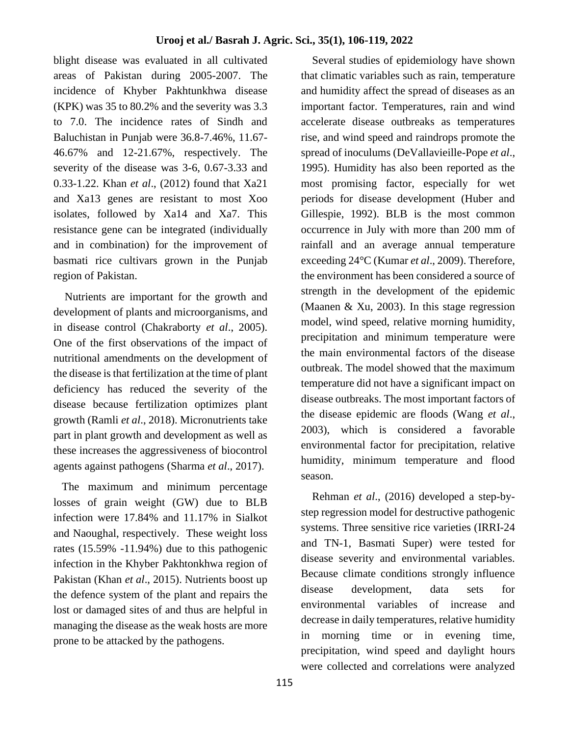blight disease was evaluated in all cultivated areas of Pakistan during 2005-2007. The incidence of Khyber Pakhtunkhwa disease (KPK) was 35 to 80.2% and the severity was 3.3 to 7.0. The incidence rates of Sindh and Baluchistan in Punjab were 36.8-7.46%, 11.67-46.67% and 12-21.67%, respectively. The severity of the disease was 3-6, 0.67-3.33 and 0.33-1.22. Khan *et al*., (2012) found that Xa21 and Xa13 genes are resistant to most Xoo isolates, followed by Xa14 and Xa7. This resistance gene can be integrated (individually and in combination) for the improvement of basmati rice cultivars grown in the Punjab region of Pakistan.

Nutrients are important for the growth and development of plants and microorganisms, and in disease control (Chakraborty *et al*., 2005). One of the first observations of the impact of nutritional amendments on the development of the disease is that fertilization at the time of plant deficiency has reduced the severity of the disease because fertilization optimizes plant growth (Ramli *et al*., 2018). Micronutrients take part in plant growth and development as well as these increases the aggressiveness of biocontrol agents against pathogens (Sharma *et al*., 2017).

The maximum and minimum percentage losses of grain weight (GW) due to BLB infection were 17.84% and 11.17% in Sialkot and Naoughal, respectively. These weight loss rates (15.59% -11.94%) due to this pathogenic infection in the Khyber Pakhtonkhwa region of Pakistan (Khan *et al*., 2015). Nutrients boost up the defence system of the plant and repairs the lost or damaged sites of and thus are helpful in managing the disease as the weak hosts are more prone to be attacked by the pathogens.

Several studies of epidemiology have shown that climatic variables such as rain, temperature and humidity affect the spread of diseases as an important factor. Temperatures, rain and wind accelerate disease outbreaks as temperatures rise, and wind speed and raindrops promote the spread of inoculums (DeVallavieille-Pope *et al*., 1995). Humidity has also been reported as the most promising factor, especially for wet periods for disease development (Huber and Gillespie, 1992). BLB is the most common occurrence in July with more than 200 mm of rainfall and an average annual temperature exceeding 24°C (Kumar *et al*., 2009). Therefore, the environment has been considered a source of strength in the development of the epidemic (Maanen & Xu, 2003). In this stage regression model, wind speed, relative morning humidity, precipitation and minimum temperature were the main environmental factors of the disease outbreak. The model showed that the maximum temperature did not have a significant impact on disease outbreaks. The most important factors of the disease epidemic are floods (Wang *et al*., 2003), which is considered a favorable environmental factor for precipitation, relative humidity, minimum temperature and flood season.

Rehman *et al*., (2016) developed a step-by-step regression model for destructive pathogenic systems. Three sensitive rice varieties (IRRI-24 and TN-1, Basmati Super) were tested for disease severity and environmental variables. Because climate conditions strongly influence disease development, data sets for environmental variables of increase and decrease in daily temperatures, relative humidity in morning time or in evening time, precipitation, wind speed and daylight hours were collected and correlations were analyzed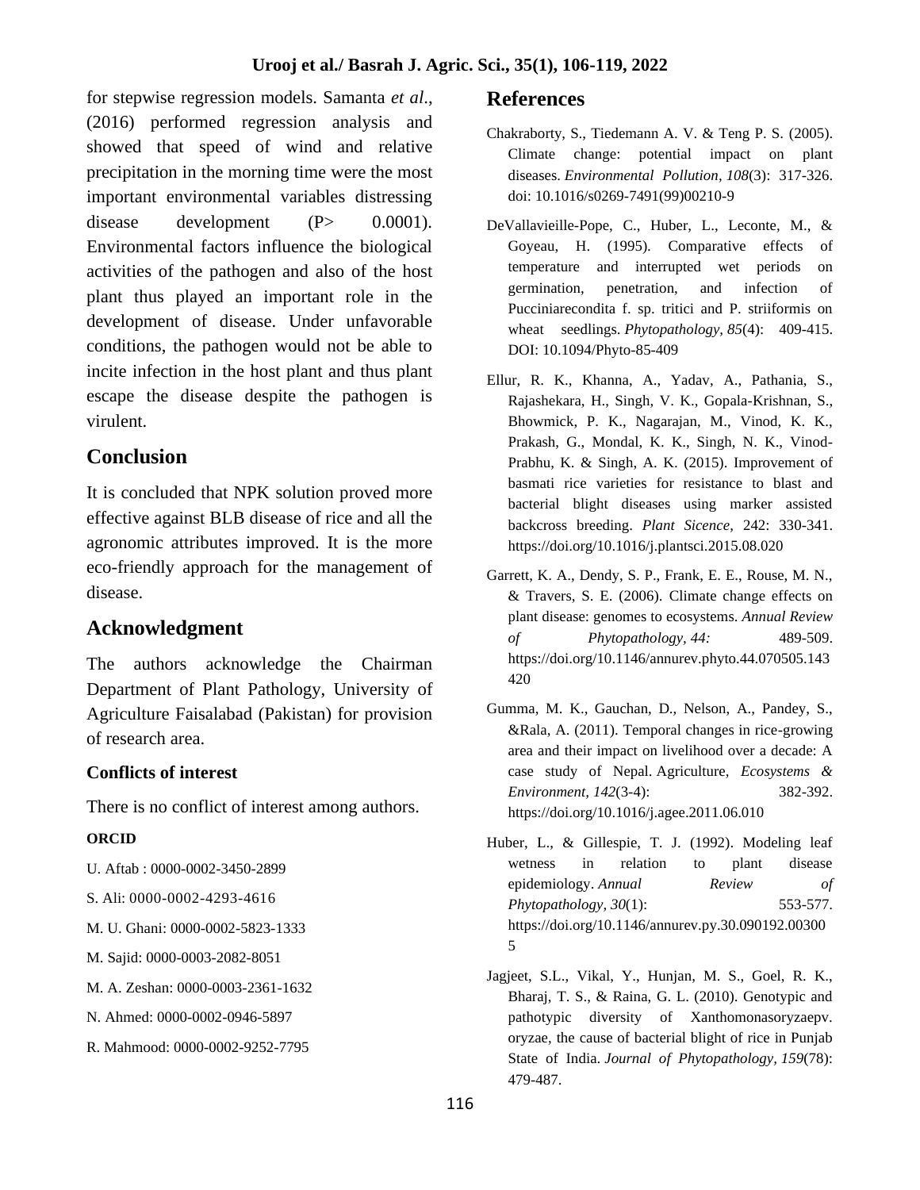for stepwise regression models. Samanta *et al.*, (2016) performed regression analysis and showed that speed of wind and relative precipitation in the morning time were the most important environmental variables distressing disease development (P> 0.0001). Environmental factors influence the biological activities of the pathogen and also of the host plant thus played an important role in the development of disease. Under unfavorable conditions, the pathogen would not be able to incite infection in the host plant and thus plant escape the disease despite the pathogen is virulent.

## Conclusion

It is concluded that NPK solution proved more effective against BLB disease of rice and all the agronomic attributes improved. It is the more eco-friendly approach for the management of disease.

## Acknowledgment

The authors acknowledge the Chairman Department of Plant Pathology, University of Agriculture Faisalabad (Pakistan) for provision of research area.

### Conflicts of interest

There is no conflict of interest among authors.

#### ORCID

U. Aftab : 0000-0002-3450-2899

S. Ali: 0000-0002-4293-4616

M. U. Ghani: 0000-0002-5823-1333

M. Sajid: 0000-0003-2082-8051

M. A. Zeshan: 0000-0003-2361-1632

N. Ahmed: 0000-0002-0946-5897

R. Mahmood: 0000-0002-9252-7795

## References

Chakraborty, S., Tiedemann A. V. & Teng P. S. (2005). Climate change: potential impact on plant diseases. *Environmental Pollution, 108*(3): 317-326. doi: 10.1016/s0269-7491(99)00210-9

DeVallavieille-Pope, C., Huber, L., Leconte, M., & Goyeau, H. (1995). Comparative effects of temperature and interrupted wet periods on germination, penetration, and infection of Pucciniarecondita f. sp. tritici and P. striiformis on wheat seedlings. *Phytopathology, 85*(4): 409-415. DOI: 10.1094/Phyto-85-409

Ellur, R. K., Khanna, A., Yadav, A., Pathania, S., Rajashekara, H., Singh, V. K., Gopala-Krishnan, S., Bhowmick, P. K., Nagarajan, M., Vinod, K. K., Prakash, G., Mondal, K. K., Singh, N. K., Vinod-Prabhu, K. & Singh, A. K. (2015). Improvement of basmati rice varieties for resistance to blast and bacterial blight diseases using marker assisted backcross breeding. *Plant Sicence,* 242: 330-341. https://doi.org/10.1016/j.plantsci.2015.08.020

Garrett, K. A., Dendy, S. P., Frank, E. E., Rouse, M. N., & Travers, S. E. (2006). Climate change effects on plant disease: genomes to ecosystems. *Annual Review of Phytopathology, 44:* 489-509. https://doi.org/10.1146/annurev.phyto.44.070505.143420

Gumma, M. K., Gauchan, D., Nelson, A., Pandey, S., &Rala, A. (2011). Temporal changes in rice-growing area and their impact on livelihood over a decade: A case study of Nepal. Agriculture, *Ecosystems & Environment, 142*(3-4): 382-392. https://doi.org/10.1016/j.agee.2011.06.010

Huber, L., & Gillespie, T. J. (1992). Modeling leaf wetness in relation to plant disease epidemiology. *Annual Review of Phytopathology, 30*(1): 553-577. https://doi.org/10.1146/annurev.py.30.090192.003005

Jagjeet, S.L., Vikal, Y., Hunjan, M. S., Goel, R. K., Bharaj, T. S., & Raina, G. L. (2010). Genotypic and pathotypic diversity of Xanthomonasoryzaepv. oryzae, the cause of bacterial blight of rice in Punjab State of India. *Journal of Phytopathology, 159*(78): 479-487.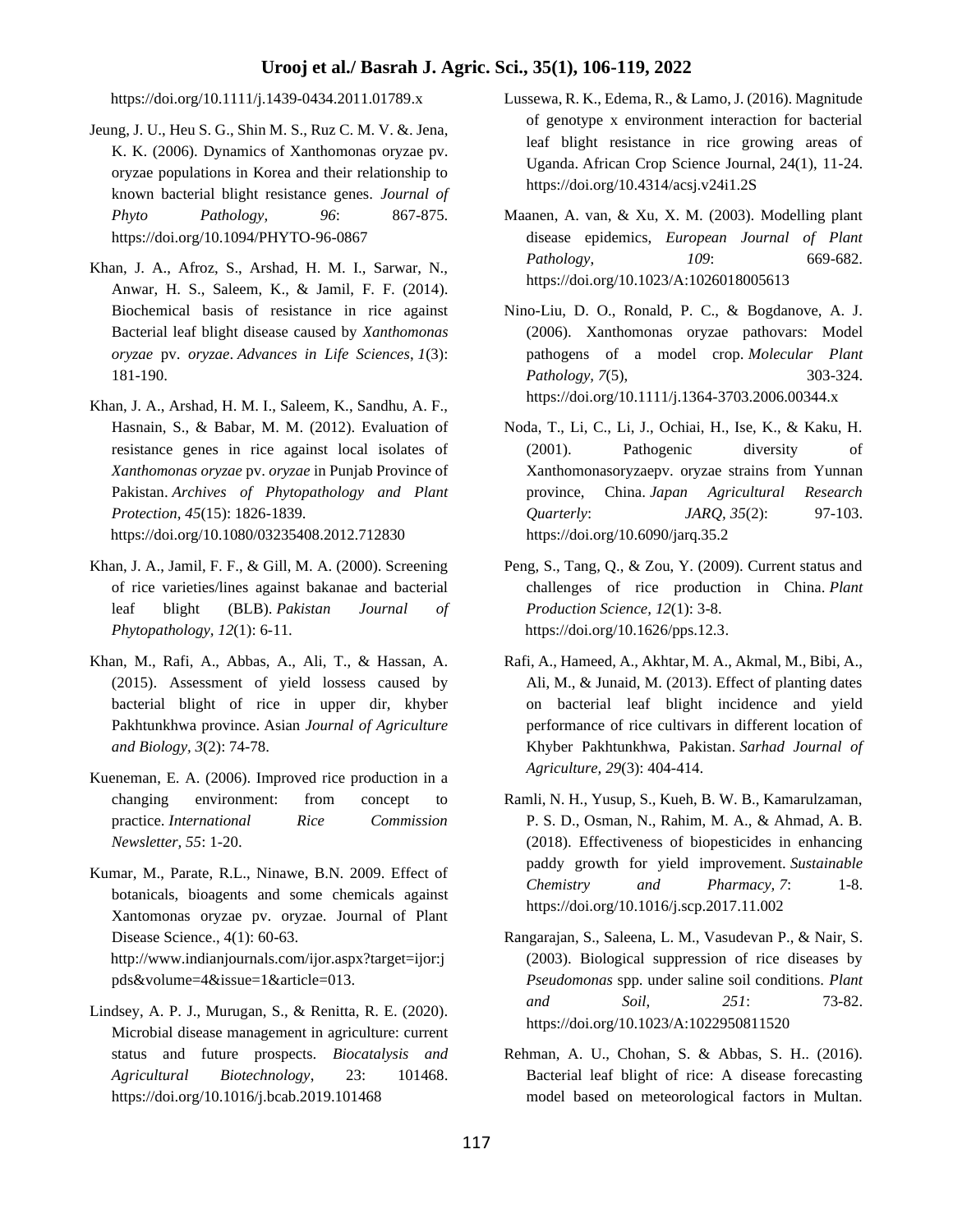https://doi.org/10.1111/j.1439-0434.2011.01789.x

Jeung, J. U., Heu S. G., Shin M. S., Ruz C. M. V. &. Jena, K. K. (2006). Dynamics of Xanthomonas oryzae pv. oryzae populations in Korea and their relationship to known bacterial blight resistance genes. *Journal of Phyto Pathology, 96*: 867-875. https://doi.org/10.1094/PHYTO-96-0867

Khan, J. A., Afroz, S., Arshad, H. M. I., Sarwar, N., Anwar, H. S., Saleem, K., & Jamil, F. F. (2014). Biochemical basis of resistance in rice against Bacterial leaf blight disease caused by *Xanthomonas oryzae* pv. *oryzae*. *Advances in Life Sciences*, *1*(3): 181-190.

Khan, J. A., Arshad, H. M. I., Saleem, K., Sandhu, A. F., Hasnain, S., & Babar, M. M. (2012). Evaluation of resistance genes in rice against local isolates of *Xanthomonas oryzae* pv. *oryzae* in Punjab Province of Pakistan. *Archives of Phytopathology and Plant Protection, 45*(15): 1826-1839. https://doi.org/10.1080/03235408.2012.712830

Khan, J. A., Jamil, F. F., & Gill, M. A. (2000). Screening of rice varieties/lines against bakanae and bacterial leaf blight (BLB). *Pakistan Journal of Phytopathology, 12*(1): 6-11.

Khan, M., Rafi, A., Abbas, A., Ali, T., & Hassan, A. (2015). Assessment of yield lossess caused by bacterial blight of rice in upper dir, khyber Pakhtunkhwa province. Asian *Journal of Agriculture and Biology, 3*(2): 74-78.

Kueneman, E. A. (2006). Improved rice production in a changing environment: from concept to practice. *International Rice Commission Newsletter, 55*: 1-20.

Kumar, M., Parate, R.L., Ninawe, B.N. 2009. Effect of botanicals, bioagents and some chemicals against Xantomonas oryzae pv. oryzae. Journal of Plant Disease Science., 4(1): 60-63. http://www.indianjournals.com/ijor.aspx?target=ijor:jpds&volume=4&issue=1&article=013.

Lindsey, A. P. J., Murugan, S., & Renitta, R. E. (2020). Microbial disease management in agriculture: current status and future prospects. *Biocatalysis and Agricultural Biotechnology*, 23: 101468. https://doi.org/10.1016/j.bcab.2019.101468

Lussewa, R. K., Edema, R., & Lamo, J. (2016). Magnitude of genotype x environment interaction for bacterial leaf blight resistance in rice growing areas of Uganda. African Crop Science Journal, 24(1), 11-24. https://doi.org/10.4314/acsj.v24i1.2S

Maanen, A. van, & Xu, X. M. (2003). Modelling plant disease epidemics, *European Journal of Plant Pathology*, *109*: 669-682. https://doi.org/10.1023/A:1026018005613

Nino-Liu, D. O., Ronald, P. C., & Bogdanove, A. J. (2006). Xanthomonas oryzae pathovars: Model pathogens of a model crop. *Molecular Plant Pathology, 7*(5), 303-324. https://doi.org/10.1111/j.1364-3703.2006.00344.x

Noda, T., Li, C., Li, J., Ochiai, H., Ise, K., & Kaku, H. (2001). Pathogenic diversity of Xanthomonasoryzaepv. oryzae strains from Yunnan province, China. *Japan Agricultural Research Quarterly*: *JARQ, 35*(2): 97-103. https://doi.org/10.6090/jarq.35.2

Peng, S., Tang, Q., & Zou, Y. (2009). Current status and challenges of rice production in China. *Plant Production Science, 12*(1): 3-8. https://doi.org/10.1626/pps.12.3.

Rafi, A., Hameed, A., Akhtar, M. A., Akmal, M., Bibi, A., Ali, M., & Junaid, M. (2013). Effect of planting dates on bacterial leaf blight incidence and yield performance of rice cultivars in different location of Khyber Pakhtunkhwa, Pakistan. *Sarhad Journal of Agriculture, 29*(3): 404-414.

Ramli, N. H., Yusup, S., Kueh, B. W. B., Kamarulzaman, P. S. D., Osman, N., Rahim, M. A., & Ahmad, A. B. (2018). Effectiveness of biopesticides in enhancing paddy growth for yield improvement. *Sustainable Chemistry and Pharmacy, 7*: 1-8. https://doi.org/10.1016/j.scp.2017.11.002

Rangarajan, S., Saleena, L. M., Vasudevan P., & Nair, S. (2003). Biological suppression of rice diseases by *Pseudomonas* spp. under saline soil conditions. *Plant and Soil*, *251*: 73-82. https://doi.org/10.1023/A:1022950811520

Rehman, A. U., Chohan, S. & Abbas, S. H.. (2016). Bacterial leaf blight of rice: A disease forecasting model based on meteorological factors in Multan.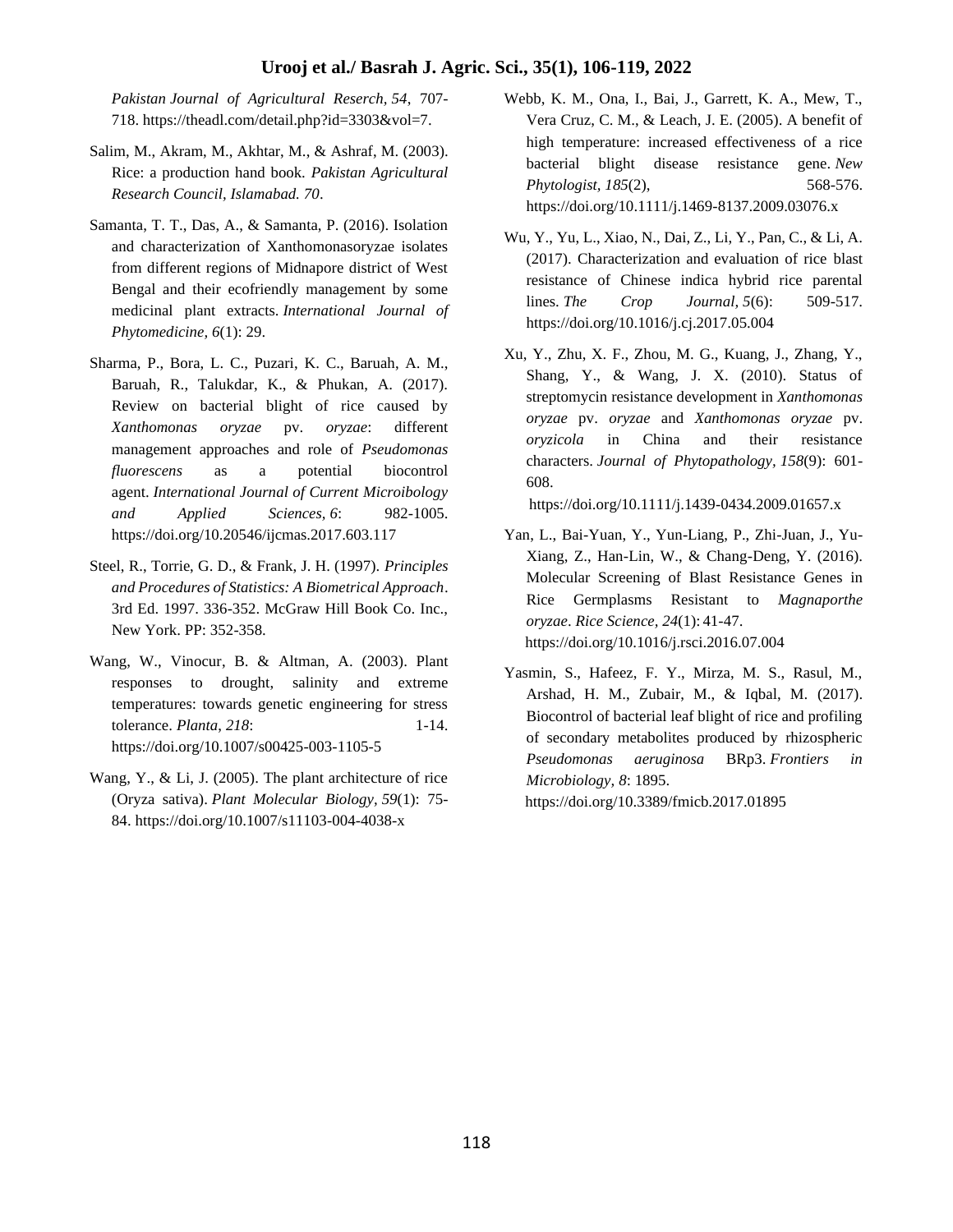*Pakistan Journal of Agricultural Reserch, 54*, 707-718. https://theadl.com/detail.php?id=3303&vol=7.

Salim, M., Akram, M., Akhtar, M., & Ashraf, M. (2003). Rice: a production hand book. *Pakistan Agricultural Research Council, Islamabad. 70*.

Samanta, T. T., Das, A., & Samanta, P. (2016). Isolation and characterization of Xanthomonasoryzae isolates from different regions of Midnapore district of West Bengal and their ecofriendly management by some medicinal plant extracts. *International Journal of Phytomedicine, 6*(1): 29.

Sharma, P., Bora, L. C., Puzari, K. C., Baruah, A. M., Baruah, R., Talukdar, K., & Phukan, A. (2017). Review on bacterial blight of rice caused by *Xanthomonas oryzae* pv. *oryzae*: different management approaches and role of *Pseudomonas fluorescens* as a potential biocontrol agent. *International Journal of Current Microibology and Applied Sciences, 6*: 982-1005. https://doi.org/10.20546/ijcmas.2017.603.117

Steel, R., Torrie, G. D., & Frank, J. H. (1997). *Principles and Procedures of Statistics: A Biometrical Approach*. 3rd Ed. 1997. 336-352. McGraw Hill Book Co. Inc., New York. PP: 352-358.

Wang, W., Vinocur, B. & Altman, A. (2003). Plant responses to drought, salinity and extreme temperatures: towards genetic engineering for stress tolerance. *Planta, 218*: 1-14. https://doi.org/10.1007/s00425-003-1105-5

Wang, Y., & Li, J. (2005). The plant architecture of rice (Oryza sativa). *Plant Molecular Biology, 59*(1): 75-84. https://doi.org/10.1007/s11103-004-4038-x

Webb, K. M., Ona, I., Bai, J., Garrett, K. A., Mew, T., Vera Cruz, C. M., & Leach, J. E. (2005). A benefit of high temperature: increased effectiveness of a rice bacterial blight disease resistance gene. *New Phytologist, 185*(2), 568-576. https://doi.org/10.1111/j.1469-8137.2009.03076.x

Wu, Y., Yu, L., Xiao, N., Dai, Z., Li, Y., Pan, C., & Li, A. (2017). Characterization and evaluation of rice blast resistance of Chinese indica hybrid rice parental lines. *The Crop Journal, 5*(6): 509-517. https://doi.org/10.1016/j.cj.2017.05.004

Xu, Y., Zhu, X. F., Zhou, M. G., Kuang, J., Zhang, Y., Shang, Y., & Wang, J. X. (2010). Status of streptomycin resistance development in *Xanthomonas oryzae* pv. *oryzae* and *Xanthomonas oryzae* pv. *oryzicola* in China and their resistance characters. *Journal of Phytopathology, 158*(9): 601-608. https://doi.org/10.1111/j.1439-0434.2009.01657.x

Yan, L., Bai-Yuan, Y., Yun-Liang, P., Zhi-Juan, J., Yu-Xiang, Z., Han-Lin, W., & Chang-Deng, Y. (2016). Molecular Screening of Blast Resistance Genes in Rice Germplasms Resistant to *Magnaporthe oryzae*. *Rice Science, 24*(1): 41-47. https://doi.org/10.1016/j.rsci.2016.07.004

Yasmin, S., Hafeez, F. Y., Mirza, M. S., Rasul, M., Arshad, H. M., Zubair, M., & Iqbal, M. (2017). Biocontrol of bacterial leaf blight of rice and profiling of secondary metabolites produced by rhizospheric *Pseudomonas aeruginosa* BRp3. *Frontiers in Microbiology, 8*: 1895. https://doi.org/10.3389/fmicb.2017.01895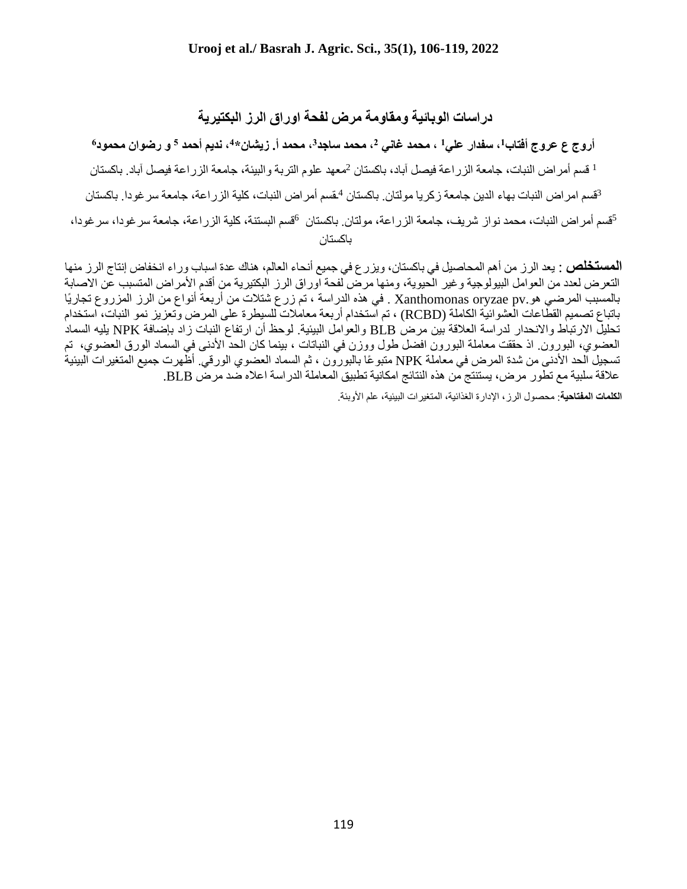# دراسات الوبائية ومقاومة مرض لفحة اوراق الرز البكتيرية

**أروج ع عروج أفتاب[1]، سفدار علي[1] ، محمد غاني [2]، محمد ساجد[3]، محمد أ. زيشان*[4]، نديم أحمد [5] و رضوان محمود[6]**

[1] قسم أمراض النبات، جامعة الزراعة فيصل آباد، باكستان [2]معهد علوم التربة والبيئة، جامعة الزراعة فيصل آباد. باكستان

[3]قسم امراض النبات بهاء الدين جامعة زكريا مولتان. باكستان [4]قسم أمراض النبات، كلية الزراعة، جامعة سرغودا. باكستان

[5]قسم أمراض النبات، محمد نواز شريف، جامعة الزراعة، مولتان. باكستان [6]قسم البستنة، كلية الزراعة، جامعة سرغودا، سرغودا، باكستان

**المستخلص** : يعد الرز من أهم المحاصيل في باكستان، ويزرع في جميع أنحاء العالم، هناك عدة اسباب وراء انخفاض إنتاج الرز منها التعرض لعدد من العوامل البيولوجية وغير الحيوية، ومنها مرض لفحة اوراق الرز البكتيرية من أقدم الأمراض المتسبب عن الاصابة بالمسبب المرضي هو.Xanthomonas oryzae pv . في هذه الدراسة ، تم زرع شتلات من أربعة أنواع من الرز المزروع تجاريًا باتباع تصميم القطاعات العشوائية الكاملة (RCBD) ، تم استخدام أربعة معاملات للسيطرة على المرض وتعزيز نمو النبات، استخدام تحليل الارتباط والانحدار لدراسة العلاقة بين مرض BLB والعوامل البيئية. لوحظ أن ارتفاع النبات زاد بإضافة NPK يليه السماد العضوي، البورون. اذ حققت معاملة البورون افضل طول ووزن في النباتات ، بينما كان الحد الأدنى في السماد الورق العضوي، تم تسجيل الحد الأدنى من شدة المرض في معاملة NPK متبوعًا بالبورون ، ثم السماد العضوي الورقي. أظهرت جميع المتغيرات البيئية علاقة سلبية مع تطور مرض، يستنتج من هذه النتائج امكانية تطبيق المعاملة الدراسة اعلاه ضد مرض BLB.

**الكلمات المفتاحية**: محصول الرز، الإدارة الغذائية، المتغيرات البيئية، علم الأوبئة.